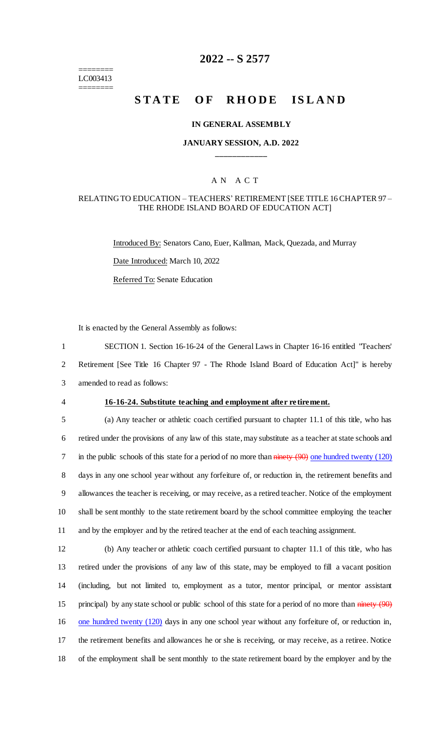========
LC003413
========

# 2022 -- S 2577

# STATE OF RHODE ISLAND

### IN GENERAL ASSEMBLY

### JANUARY SESSION, A.D. 2022

---

## A N A C T

### RELATING TO EDUCATION – TEACHERS' RETIREMENT [SEE TITLE 16 CHAPTER 97 – THE RHODE ISLAND BOARD OF EDUCATION ACT]

Introduced By: Senators Cano, Euer, Kallman, Mack, Quezada, and Murray

Date Introduced: March 10, 2022

Referred To: Senate Education

It is enacted by the General Assembly as follows:

1 SECTION 1. Section 16-16-24 of the General Laws in Chapter 16-16 entitled "Teachers'
2 Retirement [See Title 16 Chapter 97 - The Rhode Island Board of Education Act]" is hereby
3 amended to read as follows:

4 **16-16-24. Substitute teaching and employment after retirement.**

5 (a) Any teacher or athletic coach certified pursuant to chapter 11.1 of this title, who has
6 retired under the provisions of any law of this state, may substitute as a teacher at state schools and
7 in the public schools of this state for a period of no more than ~~ninety (90)~~ one hundred twenty (120)
8 days in any one school year without any forfeiture of, or reduction in, the retirement benefits and
9 allowances the teacher is receiving, or may receive, as a retired teacher. Notice of the employment
10 shall be sent monthly to the state retirement board by the school committee employing the teacher
11 and by the employer and by the retired teacher at the end of each teaching assignment.

12 (b) Any teacher or athletic coach certified pursuant to chapter 11.1 of this title, who has
13 retired under the provisions of any law of this state, may be employed to fill a vacant position
14 (including, but not limited to, employment as a tutor, mentor principal, or mentor assistant
15 principal) by any state school or public school of this state for a period of no more than ~~ninety (90)~~
16 one hundred twenty (120) days in any one school year without any forfeiture of, or reduction in,
17 the retirement benefits and allowances he or she is receiving, or may receive, as a retiree. Notice
18 of the employment shall be sent monthly to the state retirement board by the employer and by the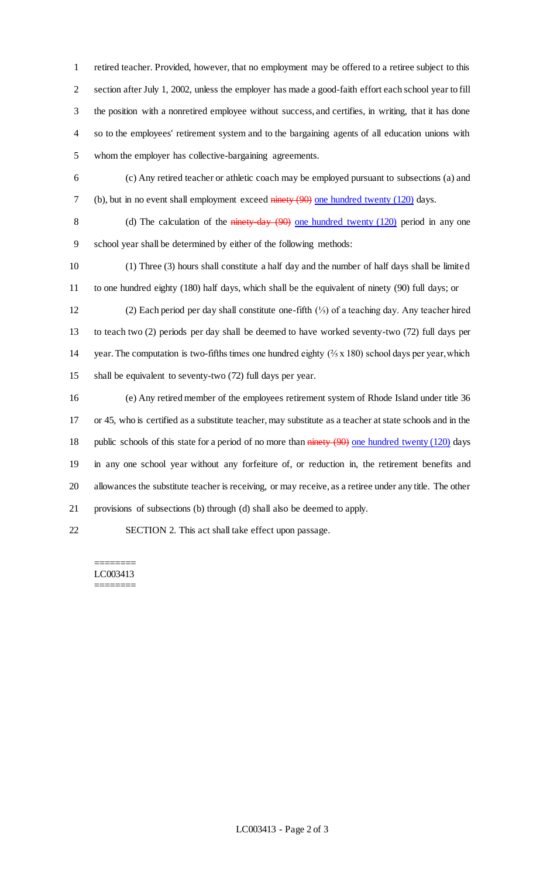retired teacher. Provided, however, that no employment may be offered to a retiree subject to this section after July 1, 2002, unless the employer has made a good-faith effort each school year to fill the position with a nonretired employee without success, and certifies, in writing, that it has done so to the employees' retirement system and to the bargaining agents of all education unions with whom the employer has collective-bargaining agreements.

(c) Any retired teacher or athletic coach may be employed pursuant to subsections (a) and (b), but in no event shall employment exceed ~~ninety (90)~~ one hundred twenty (120) days.

(d) The calculation of the ~~ninety-day (90)~~ one hundred twenty (120) period in any one school year shall be determined by either of the following methods:

(1) Three (3) hours shall constitute a half day and the number of half days shall be limited to one hundred eighty (180) half days, which shall be the equivalent of ninety (90) full days; or

(2) Each period per day shall constitute one-fifth (⅕) of a teaching day. Any teacher hired to teach two (2) periods per day shall be deemed to have worked seventy-two (72) full days per year. The computation is two-fifths times one hundred eighty (⅖ x 180) school days per year, which shall be equivalent to seventy-two (72) full days per year.

(e) Any retired member of the employees retirement system of Rhode Island under title 36 or 45, who is certified as a substitute teacher, may substitute as a teacher at state schools and in the public schools of this state for a period of no more than ~~ninety (90)~~ one hundred twenty (120) days in any one school year without any forfeiture of, or reduction in, the retirement benefits and allowances the substitute teacher is receiving, or may receive, as a retiree under any title. The other provisions of subsections (b) through (d) shall also be deemed to apply.

SECTION 2. This act shall take effect upon passage.

========
LC003413
========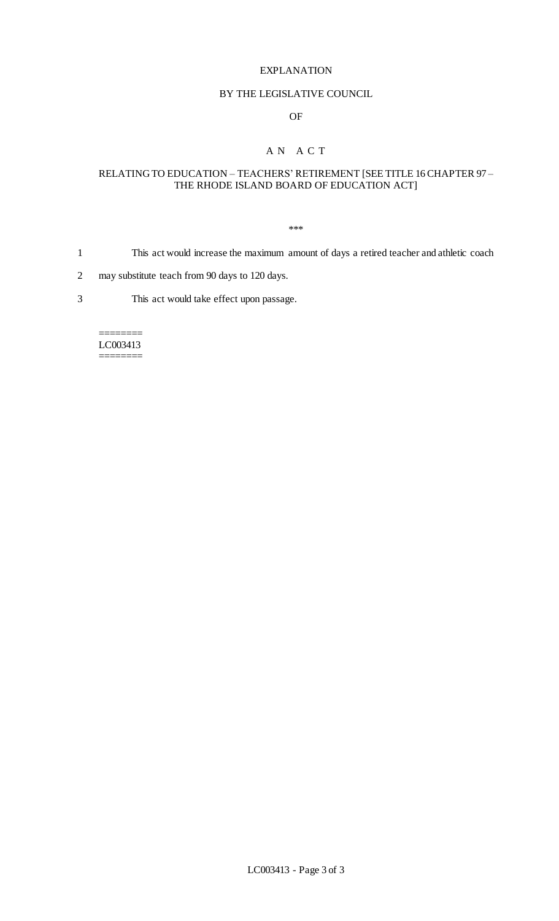EXPLANATION

BY THE LEGISLATIVE COUNCIL

OF

A N A C T

RELATING TO EDUCATION – TEACHERS' RETIREMENT [SEE TITLE 16 CHAPTER 97 – THE RHODE ISLAND BOARD OF EDUCATION ACT]

\*\*\*

1 This act would increase the maximum amount of days a retired teacher and athletic coach

2 may substitute teach from 90 days to 120 days.

3 This act would take effect upon passage.

========
LC003413
========